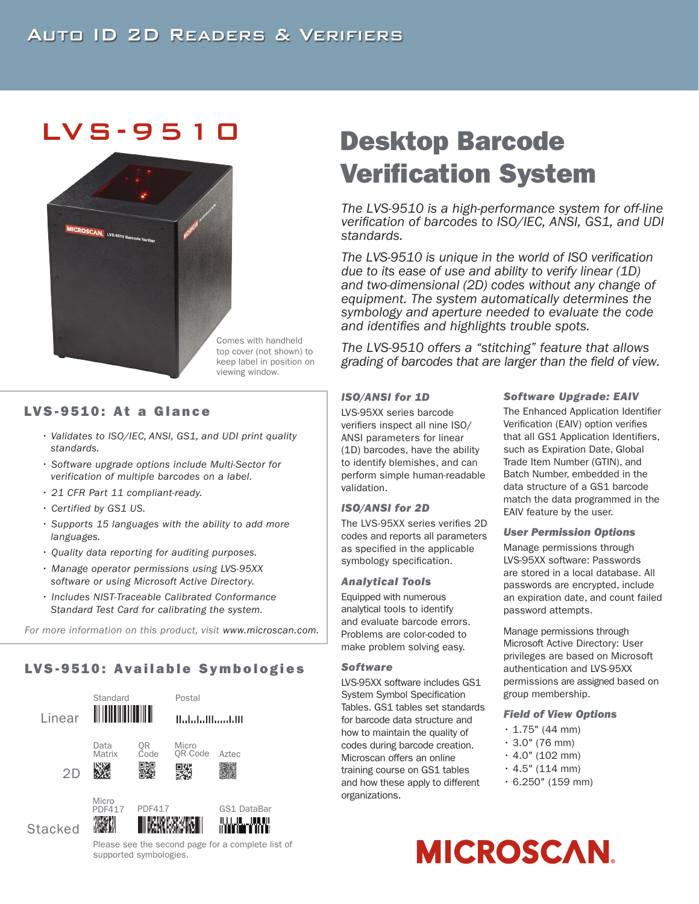# Auto ID 2D Readers & Verifiers

## LVS-9510

Comes with handheld top cover (not shown) to keep label in position on viewing window.

# Desktop Barcode Verification System

*The LVS-9510 is a high-performance system for off-line verification of barcodes to ISO/IEC, ANSI, GS1, and UDI standards.*

*The LVS-9510 is unique in the world of ISO verification due to its ease of use and ability to verify linear (1D) and two-dimensional (2D) codes without any change of equipment. The system automatically determines the symbology and aperture needed to evaluate the code and identifies and highlights trouble spots.*

*The LVS-9510 offers a “stitching” feature that allows grading of barcodes that are larger than the field of view.*

### LVS-9510: At a Glance

- *Validates to ISO/IEC, ANSI, GS1, and UDI print quality standards.*
- *Software upgrade options include Multi-Sector for verification of multiple barcodes on a label.*
- *21 CFR Part 11 compliant-ready.*
- *Certified by GS1 US.*
- *Supports 15 languages with the ability to add more languages.*
- *Quality data reporting for auditing purposes.*
- *Manage operator permissions using LVS-95XX software or using Microsoft Active Directory.*
- *Includes NIST-Traceable Calibrated Conformance Standard Test Card for calibrating the system.*

*For more information on this product, visit* www.microscan.com.

### LVS-9510: Available Symbologies

- Linear: Standard, Postal
- 2D: Data Matrix, QR Code, Micro QR Code, Aztec
- Stacked: Micro PDF417, PDF417, GS1 DataBar

Please see the second page for a complete list of supported symbologies.

### *ISO/ANSI for 1D*

LVS-95XX series barcode verifiers inspect all nine ISO/ANSI parameters for linear (1D) barcodes, have the ability to identify blemishes, and can perform simple human-readable validation.

### *ISO/ANSI for 2D*

The LVS-95XX series verifies 2D codes and reports all parameters as specified in the applicable symbology specification.

### *Analytical Tools*

Equipped with numerous analytical tools to identify and evaluate barcode errors. Problems are color-coded to make problem solving easy.

### *Software*

LVS-95XX software includes GS1 System Symbol Specification Tables. GS1 tables set standards for barcode data structure and how to maintain the quality of codes during barcode creation. Microscan offers an online training course on GS1 tables and how these apply to different organizations.

### *Software Upgrade: EAIV*

The Enhanced Application Identifier Verification (EAIV) option verifies that all GS1 Application Identifiers, such as Expiration Date, Global Trade Item Number (GTIN), and Batch Number, embedded in the data structure of a GS1 barcode match the data programmed in the EAIV feature by the user.

### *User Permission Options*

Manage permissions through LVS-95XX software: Passwords are stored in a local database. All passwords are encrypted, include an expiration date, and count failed password attempts.

Manage permissions through Microsoft Active Directory: User privileges are based on Microsoft authentication and LVS-95XX permissions are assigned based on group membership.

### *Field of View Options*

- 1.75" (44 mm)
- 3.0" (76 mm)
- 4.0" (102 mm)
- 4.5" (114 mm)
- 6.250" (159 mm)

MICROSCAN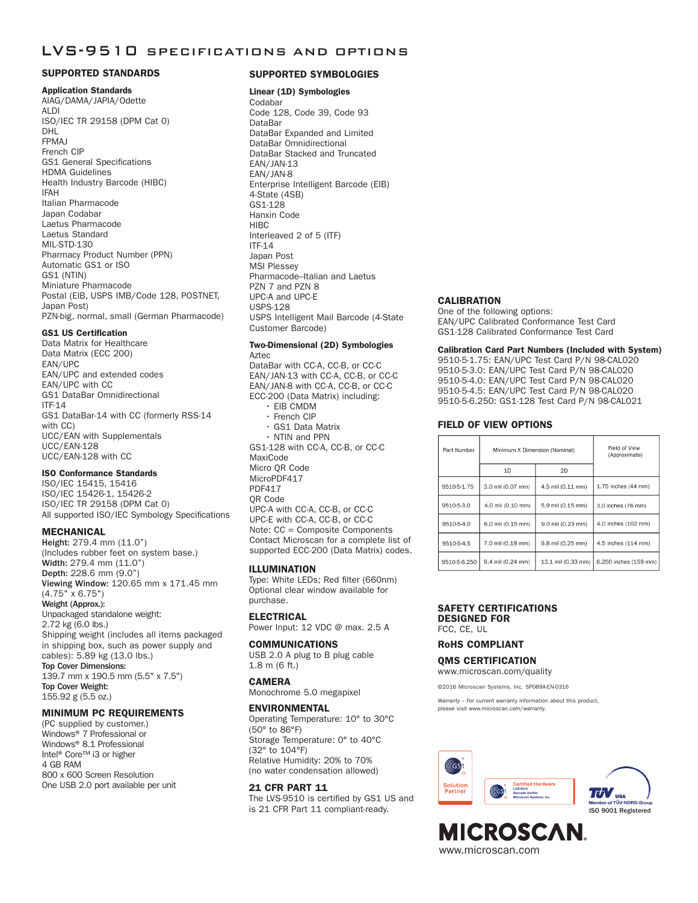// LVS-9510 SPECIFICATIONS AND OPTIONS

## SUPPORTED STANDARDS

**Application Standards**
AIAG/DAMA/JAPIA/Odette
ALDI
ISO/IEC TR 29158 (DPM Cat 0)
DHL
FPMAJ
French CIP
GS1 General Specifications
HDMA Guidelines
Health Industry Barcode (HIBC)
IFAH
Italian Pharmacode
Japan Codabar
Laetus Pharmacode
Laetus Standard
MIL-STD-130
Pharmacy Product Number (PPN)
Automatic GS1 or ISO
GS1 (NTIN)
Miniature Pharmacode
Postal (EIB, USPS IMB/Code 128, POSTNET, Japan Post)
PZN-big, normal, small (German Pharmacode)

**GS1 US Certification**
Data Matrix for Healthcare
Data Matrix (ECC 200)
EAN/UPC
EAN/UPC and extended codes
EAN/UPC with CC
GS1 DataBar Omnidirectional
ITF-14
GS1 DataBar-14 with CC (formerly RSS-14 with CC)
UCC/EAN with Supplementals
UCC/EAN-128
UCC/EAN-128 with CC

**ISO Conformance Standards**
ISO/IEC 15415, 15416
ISO/IEC 15426-1, 15426-2
ISO/IEC TR 29158 (DPM Cat 0)
All supported ISO/IEC Symbology Specifications

## MECHANICAL

**Height:** 279.4 mm (11.0”)
(Includes rubber feet on system base.)
**Width:** 279.4 mm (11.0”)
**Depth:** 228.6 mm (9.0”)
**Viewing Window:** 120.65 mm x 171.45 mm (4.75" x 6.75")
**Weight (Approx.):**
Unpackaged standalone weight:
2.72 kg (6.0 lbs.)
Shipping weight (includes all items packaged in shipping box, such as power supply and cables): 5.89 kg (13.0 lbs.)
**Top Cover Dimensions:**
139.7 mm x 190.5 mm (5.5" x 7.5")
**Top Cover Weight:**
155.92 g (5.5 oz.)

## MINIMUM PC REQUIREMENTS

(PC supplied by customer.)
Windows® 7 Professional or
Windows® 8.1 Professional
Intel® Core™ i3 or higher
4 GB RAM
800 x 600 Screen Resolution
One USB 2.0 port available per unit

## SUPPORTED SYMBOLOGIES

**Linear (1D) Symbologies**
Codabar
Code 128, Code 39, Code 93
DataBar
DataBar Expanded and Limited
DataBar Omnidirectional
DataBar Stacked and Truncated
EAN/JAN-13
EAN/JAN-8
Enterprise Intelligent Barcode (EIB)
4-State (4SB)
GS1-128
Hanxin Code
HIBC
Interleaved 2 of 5 (ITF)
ITF-14
Japan Post
MSI Plessey
Pharmacode–Italian and Laetus
PZN 7 and PZN 8
UPC-A and UPC-E
USPS-128
USPS Intelligent Mail Barcode (4-State Customer Barcode)

**Two-Dimensional (2D) Symbologies**
Aztec
DataBar with CC-A, CC-B, or CC-C
EAN/JAN-13 with CC-A, CC-B, or CC-C
EAN/JAN-8 with CC-A, CC-B, or CC-C
ECC-200 (Data Matrix) including:
- EIB CMDM
- French CIP
- GS1 Data Matrix
- NTIN and PPN

GS1-128 with CC-A, CC-B, or CC-C
MaxiCode
Micro QR Code
MicroPDF417
PDF417
QR Code
UPC-A with CC-A, CC-B, or CC-C
UPC-E with CC-A, CC-B, or CC-C
Note: CC = Composite Components
Contact Microscan for a complete list of supported ECC-200 (Data Matrix) codes.

## ILLUMINATION

Type: White LEDs; Red filter (660nm)
Optional clear window available for purchase.

## ELECTRICAL

Power Input: 12 VDC @ max. 2.5 A

## COMMUNICATIONS

USB 2.0 A plug to B plug cable
1.8 m (6 ft.)

## CAMERA

Monochrome 5.0 megapixel

## ENVIRONMENTAL

Operating Temperature: 10° to 30°C (50° to 86°F)
Storage Temperature: 0° to 40°C (32° to 104°F)
Relative Humidity: 20% to 70% (no water condensation allowed)

## 21 CFR PART 11

The LVS-9510 is certified by GS1 US and is 21 CFR Part 11 compliant-ready.

## CALIBRATION

One of the following options:
EAN/UPC Calibrated Conformance Test Card
GS1-128 Calibrated Conformance Test Card

**Calibration Card Part Numbers (Included with System)**
9510-5-1.75: EAN/UPC Test Card P/N 98-CAL020
9510-5-3.0: EAN/UPC Test Card P/N 98-CAL020
9510-5-4.0: EAN/UPC Test Card P/N 98-CAL020
9510-5-4.5: EAN/UPC Test Card P/N 98-CAL020
9510-5-6.250: GS1-128 Test Card P/N 98-CAL021

## FIELD OF VIEW OPTIONS

| Part Number | Minimum X Dimension (Nominal) | | Field of View (Approximate) |
|---|---|---|---|
| | 1D | 2D | |
| 9510-5-1.75 | 3.0 mil (0.07 mm) | 4.5 mil (0.11 mm) | 1.75 inches (44 mm) |
| 9510-5-3.0 | 4.0 mil (0.10 mm) | 5.9 mil (0.15 mm) | 3.0 inches (76 mm) |
| 9510-5-4.0 | 6.0 mil (0.15 mm) | 9.0 mil (0.23 mm) | 4.0 inches (102 mm) |
| 9510-5-4.5 | 7.0 mil (0.18 mm) | 9.8 mil (0.25 mm) | 4.5 inches (114 mm) |
| 9510-5-6.250 | 9.4 mil (0.24 mm) | 13.1 mil (0.33 mm) | 6.250 inches (159 mm) |

## SAFETY CERTIFICATIONS DESIGNED FOR

FCC, CE, UL

## RoHS COMPLIANT

## QMS CERTIFICATION

www.microscan.com/quality

©2016 Microscan Systems, Inc. SP089A-EN-0316

Warranty – For current warranty information about this product, please visit www.microscan.com/warranty.

GS1 US Solution Partner

GS1 US Certified Hardware LVS-9510 Barcode Verifier Microscan Systems, Inc.

TÜV USA Member of TÜV NORD Group ISO 9001 Registered

MICROSCAN
www.microscan.com